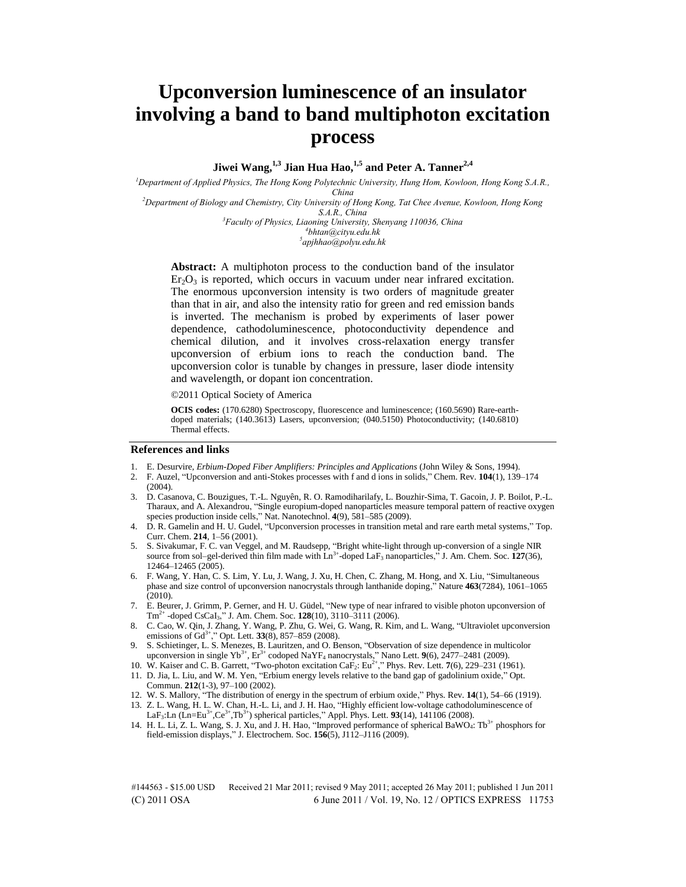# Upconversion luminescence of an insulator involving a band to band multiphoton excitation process

**Jiwei Wang,[1,3] Jian Hua Hao,[1,5] and Peter A. Tanner[2,4]**

[1]*Department of Applied Physics, The Hong Kong Polytechnic University, Hung Hom, Kowloon, Hong Kong S.A.R., China*
[2]*Department of Biology and Chemistry, City University of Hong Kong, Tat Chee Avenue, Kowloon, Hong Kong S.A.R., China*
[3]*Faculty of Physics, Liaoning University, Shenyang 110036, China*
[4]*bhtan@cityu.edu.hk*
[5]*apjhhao@polyu.edu.hk*

**Abstract:** A multiphoton process to the conduction band of the insulator $Er_2O_3$ is reported, which occurs in vacuum under near infrared excitation. The enormous upconversion intensity is two orders of magnitude greater than that in air, and also the intensity ratio for green and red emission bands is inverted. The mechanism is probed by experiments of laser power dependence, cathodoluminescence, photoconductivity dependence and chemical dilution, and it involves cross-relaxation energy transfer upconversion of erbium ions to reach the conduction band. The upconversion color is tunable by changes in pressure, laser diode intensity and wavelength, or dopant ion concentration.

©2011 Optical Society of America

**OCIS codes:** (170.6280) Spectroscopy, fluorescence and luminescence; (160.5690) Rare-earth-doped materials; (140.3613) Lasers, upconversion; (040.5150) Photoconductivity; (140.6810) Thermal effects.

## References and links

1. E. Desurvire, *Erbium-Doped Fiber Amplifiers: Principles and Applications* (John Wiley & Sons, 1994).
2. F. Auzel, "Upconversion and anti-Stokes processes with f and d ions in solids," Chem. Rev. **104**(1), 139–174 (2004).
3. D. Casanova, C. Bouzigues, T.-L. Nguyên, R. O. Ramodiharilafy, L. Bouzhir-Sima, T. Gacoin, J. P. Boilot, P.-L. Tharaux, and A. Alexandrou, "Single europium-doped nanoparticles measure temporal pattern of reactive oxygen species production inside cells," Nat. Nanotechnol. **4**(9), 581–585 (2009).
4. D. R. Gamelin and H. U. Gudel, "Upconversion processes in transition metal and rare earth metal systems," Top. Curr. Chem. **214**, 1–56 (2001).
5. S. Sivakumar, F. C. van Veggel, and M. Raudsepp, "Bright white-light through up-conversion of a single NIR source from sol–gel-derived thin film made with $Ln^{3+}$-doped $LaF_3$ nanoparticles," J. Am. Chem. Soc. **127**(36), 12464–12465 (2005).
6. F. Wang, Y. Han, C. S. Lim, Y. Lu, J. Wang, J. Xu, H. Chen, C. Zhang, M. Hong, and X. Liu, "Simultaneous phase and size control of upconversion nanocrystals through lanthanide doping," Nature **463**(7284), 1061–1065 (2010).
7. E. Beurer, J. Grimm, P. Gerner, and H. U. Güdel, "New type of near infrared to visible photon upconversion of $Tm^{2+}$ -doped $CsCaI_3$," J. Am. Chem. Soc. **128**(10), 3110–3111 (2006).
8. C. Cao, W. Qin, J. Zhang, Y. Wang, P. Zhu, G. Wei, G. Wang, R. Kim, and L. Wang, "Ultraviolet upconversion emissions of $Gd^{3+}$," Opt. Lett. **33**(8), 857–859 (2008).
9. S. Schietinger, L. S. Menezes, B. Lauritzen, and O. Benson, "Observation of size dependence in multicolor upconversion in single $Yb^{3+}$, $Er^{3+}$ codoped $NaYF_4$ nanocrystals," Nano Lett. **9**(6), 2477–2481 (2009).
10. W. Kaiser and C. B. Garrett, "Two-photon excitation $CaF_2$: $Eu^{2+}$," Phys. Rev. Lett. **7**(6), 229–231 (1961).
11. D. Jia, L. Liu, and W. M. Yen, "Erbium energy levels relative to the band gap of gadolinium oxide," Opt. Commun. **212**(1-3), 97–100 (2002).
12. W. S. Mallory, "The distribution of energy in the spectrum of erbium oxide," Phys. Rev. **14**(1), 54–66 (1919).
13. Z. L. Wang, H. L. W. Chan, H.-L. Li, and J. H. Hao, "Highly efficient low-voltage cathodoluminescence of $LaF_3$:Ln (Ln=$Eu^{3+}$,$Ce^{3+}$,$Tb^{3+}$) spherical particles," Appl. Phys. Lett. **93**(14), 141106 (2008).
14. H. L. Li, Z. L. Wang, S. J. Xu, and J. H. Hao, "Improved performance of spherical $BaWO_4$: $Tb^{3+}$ phosphors for field-emission displays," J. Electrochem. Soc. **156**(5), J112–J116 (2009).

#144563 - $15.00 USD Received 21 Mar 2011; revised 9 May 2011; accepted 26 May 2011; published 1 Jun 2011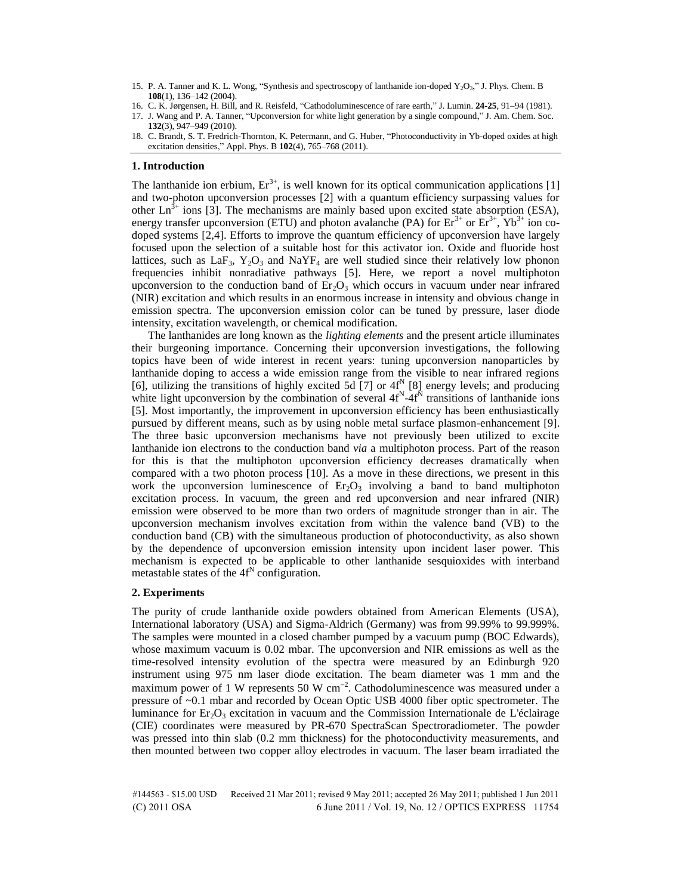15. P. A. Tanner and K. L. Wong, "Synthesis and spectroscopy of lanthanide ion-doped $Y_2O_3$," J. Phys. Chem. B **108**(1), 136–142 (2004).
16. C. K. Jørgensen, H. Bill, and R. Reisfeld, "Cathodoluminescence of rare earth," J. Lumin. **24-25**, 91–94 (1981).
17. J. Wang and P. A. Tanner, "Upconversion for white light generation by a single compound," J. Am. Chem. Soc. **132**(3), 947–949 (2010).
18. C. Brandt, S. T. Fredrich-Thornton, K. Petermann, and G. Huber, "Photoconductivity in Yb-doped oxides at high excitation densities," Appl. Phys. B **102**(4), 765–768 (2011).

## 1. Introduction

The lanthanide ion erbium, $Er^{3+}$, is well known for its optical communication applications [1] and two-photon upconversion processes [2] with a quantum efficiency surpassing values for other $Ln^{3+}$ ions [3]. The mechanisms are mainly based upon excited state absorption (ESA), energy transfer upconversion (ETU) and photon avalanche (PA) for $Er^{3+}$ or $Er^{3+}$, $Yb^{3+}$ ion co-doped systems [2,4]. Efforts to improve the quantum efficiency of upconversion have largely focused upon the selection of a suitable host for this activator ion. Oxide and fluoride host lattices, such as $LaF_3$, $Y_2O_3$ and $NaYF_4$ are well studied since their relatively low phonon frequencies inhibit nonradiative pathways [5]. Here, we report a novel multiphoton upconversion to the conduction band of $Er_2O_3$ which occurs in vacuum under near infrared (NIR) excitation and which results in an enormous increase in intensity and obvious change in emission spectra. The upconversion emission color can be tuned by pressure, laser diode intensity, excitation wavelength, or chemical modification.

The lanthanides are long known as the *lighting elements* and the present article illuminates their burgeoning importance. Concerning their upconversion investigations, the following topics have been of wide interest in recent years: tuning upconversion nanoparticles by lanthanide doping to access a wide emission range from the visible to near infrared regions [6], utilizing the transitions of highly excited 5d [7] or $4f^N$ [8] energy levels; and producing white light upconversion by the combination of several $4f^N$-$4f^N$ transitions of lanthanide ions [5]. Most importantly, the improvement in upconversion efficiency has been enthusiastically pursued by different means, such as by using noble metal surface plasmon-enhancement [9]. The three basic upconversion mechanisms have not previously been utilized to excite lanthanide ion electrons to the conduction band *via* a multiphoton process. Part of the reason for this is that the multiphoton upconversion efficiency decreases dramatically when compared with a two photon process [10]. As a move in these directions, we present in this work the upconversion luminescence of $Er_2O_3$ involving a band to band multiphoton excitation process. In vacuum, the green and red upconversion and near infrared (NIR) emission were observed to be more than two orders of magnitude stronger than in air. The upconversion mechanism involves excitation from within the valence band (VB) to the conduction band (CB) with the simultaneous production of photoconductivity, as also shown by the dependence of upconversion emission intensity upon incident laser power. This mechanism is expected to be applicable to other lanthanide sesquioxides with interband metastable states of the $4f^N$ configuration.

## 2. Experiments

The purity of crude lanthanide oxide powders obtained from American Elements (USA), International laboratory (USA) and Sigma-Aldrich (Germany) was from 99.99% to 99.999%. The samples were mounted in a closed chamber pumped by a vacuum pump (BOC Edwards), whose maximum vacuum is 0.02 mbar. The upconversion and NIR emissions as well as the time-resolved intensity evolution of the spectra were measured by an Edinburgh 920 instrument using 975 nm laser diode excitation. The beam diameter was 1 mm and the maximum power of 1 W represents 50 W $cm^{-2}$. Cathodoluminescence was measured under a pressure of ~0.1 mbar and recorded by Ocean Optic USB 4000 fiber optic spectrometer. The luminance for $Er_2O_3$ excitation in vacuum and the Commission Internationale de L'éclairage (CIE) coordinates were measured by PR-670 SpectraScan Spectroradiometer. The powder was pressed into thin slab (0.2 mm thickness) for the photoconductivity measurements, and then mounted between two copper alloy electrodes in vacuum. The laser beam irradiated the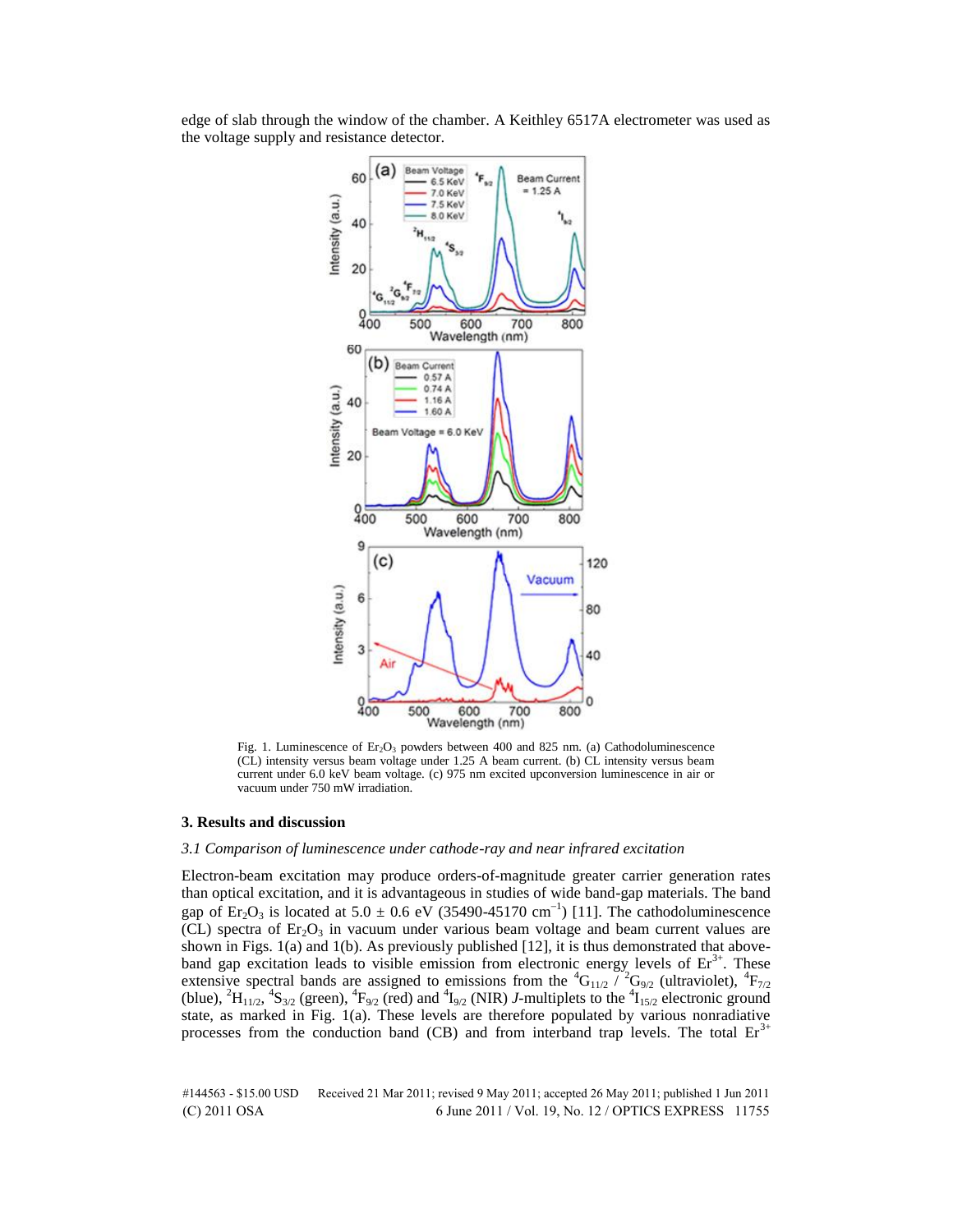edge of slab through the window of the chamber. A Keithley 6517A electrometer was used as the voltage supply and resistance detector.

Fig. 1. Luminescence of $Er_2O_3$ powders between 400 and 825 nm. (a) Cathodoluminescence (CL) intensity versus beam voltage under 1.25 A beam current. (b) CL intensity versus beam current under 6.0 keV beam voltage. (c) 975 nm excited upconversion luminescence in air or vacuum under 750 mW irradiation.

## 3. Results and discussion

### *3.1 Comparison of luminescence under cathode-ray and near infrared excitation*

Electron-beam excitation may produce orders-of-magnitude greater carrier generation rates than optical excitation, and it is advantageous in studies of wide band-gap materials. The band gap of $Er_2O_3$ is located at $5.0 \pm 0.6$ eV (35490-45170 $cm^{-1}$) [11]. The cathodoluminescence (CL) spectra of $Er_2O_3$ in vacuum under various beam voltage and beam current values are shown in Figs. 1(a) and 1(b). As previously published [12], it is thus demonstrated that above-band gap excitation leads to visible emission from electronic energy levels of $Er^{3+}$. These extensive spectral bands are assigned to emissions from the $^4G_{11/2}$ / $^2G_{9/2}$ (ultraviolet), $^4F_{7/2}$ (blue), $^2H_{11/2}$, $^4S_{3/2}$ (green), $^4F_{9/2}$ (red) and $^4I_{9/2}$ (NIR) *J*-multiplets to the $^4I_{15/2}$ electronic ground state, as marked in Fig. 1(a). These levels are therefore populated by various nonradiative processes from the conduction band (CB) and from interband trap levels. The total $Er^{3+}$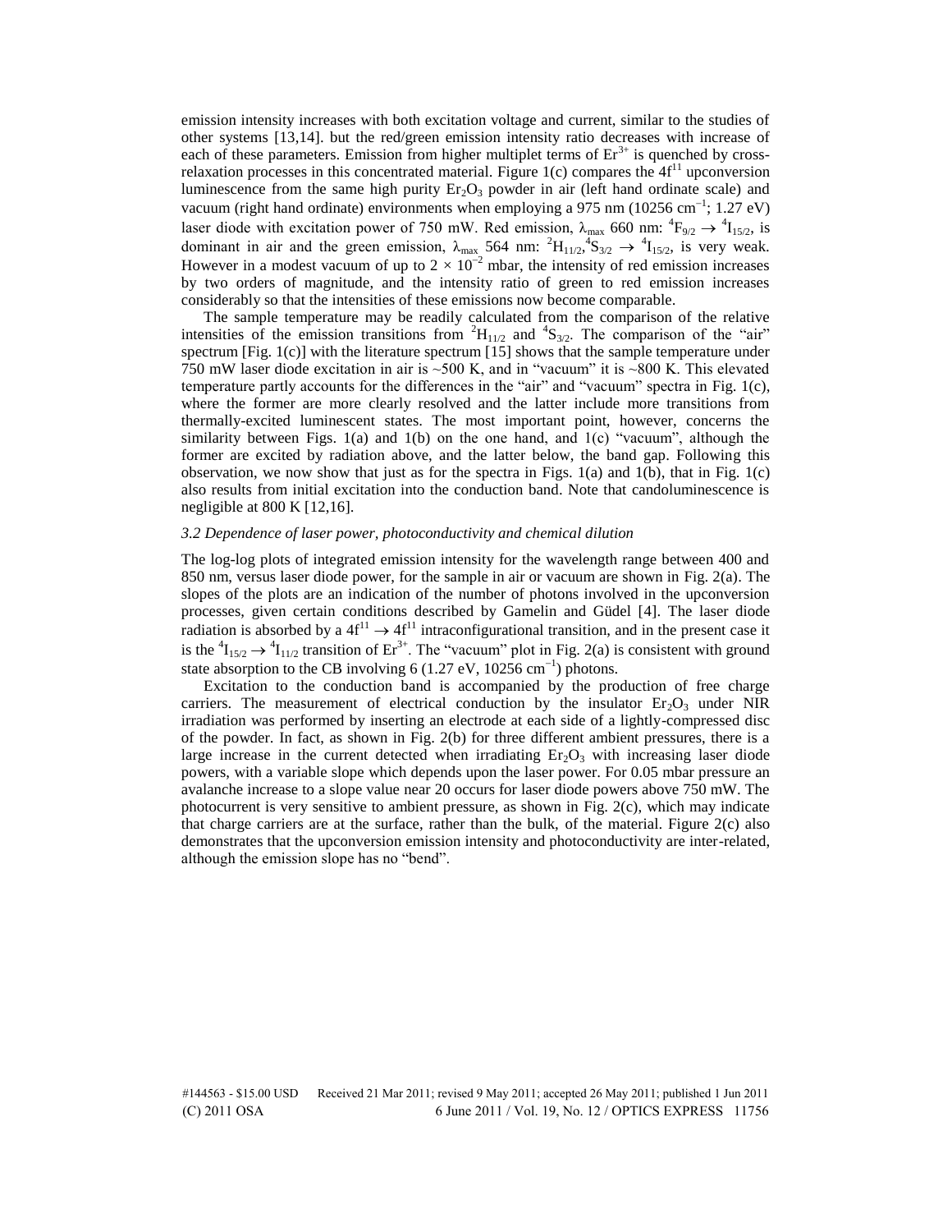emission intensity increases with both excitation voltage and current, similar to the studies of other systems [13,14]. but the red/green emission intensity ratio decreases with increase of each of these parameters. Emission from higher multiplet terms of $Er^{3+}$ is quenched by cross-relaxation processes in this concentrated material. Figure 1(c) compares the $4f^{11}$ upconversion luminescence from the same high purity $Er_2O_3$ powder in air (left hand ordinate scale) and vacuum (right hand ordinate) environments when employing a 975 nm (10256 $cm^{-1}$; 1.27 eV) laser diode with excitation power of 750 mW. Red emission, $\lambda_{max}$ 660 nm: $^4F_{9/2} \rightarrow {}^4I_{15/2}$, is dominant in air and the green emission, $\lambda_{max}$ 564 nm: $^2H_{11/2},{}^4S_{3/2} \rightarrow {}^4I_{15/2}$, is very weak. However in a modest vacuum of up to $2 \times 10^{-2}$ mbar, the intensity of red emission increases by two orders of magnitude, and the intensity ratio of green to red emission increases considerably so that the intensities of these emissions now become comparable.

The sample temperature may be readily calculated from the comparison of the relative intensities of the emission transitions from $^2H_{11/2}$ and $^4S_{3/2}$. The comparison of the "air" spectrum [Fig. 1(c)] with the literature spectrum [15] shows that the sample temperature under 750 mW laser diode excitation in air is ~500 K, and in "vacuum" it is ~800 K. This elevated temperature partly accounts for the differences in the "air" and "vacuum" spectra in Fig. 1(c), where the former are more clearly resolved and the latter include more transitions from thermally-excited luminescent states. The most important point, however, concerns the similarity between Figs. 1(a) and 1(b) on the one hand, and 1(c) "vacuum", although the former are excited by radiation above, and the latter below, the band gap. Following this observation, we now show that just as for the spectra in Figs. 1(a) and 1(b), that in Fig. 1(c) also results from initial excitation into the conduction band. Note that candoluminescence is negligible at 800 K [12,16].

### *3.2 Dependence of laser power, photoconductivity and chemical dilution*

The log-log plots of integrated emission intensity for the wavelength range between 400 and 850 nm, versus laser diode power, for the sample in air or vacuum are shown in Fig. 2(a). The slopes of the plots are an indication of the number of photons involved in the upconversion processes, given certain conditions described by Gamelin and Güdel [4]. The laser diode radiation is absorbed by a $4f^{11} \rightarrow 4f^{11}$ intraconfigurational transition, and in the present case it is the $^4I_{15/2} \rightarrow {}^4I_{11/2}$ transition of $Er^{3+}$. The "vacuum" plot in Fig. 2(a) is consistent with ground state absorption to the CB involving 6 (1.27 eV, 10256 $cm^{-1}$) photons.

Excitation to the conduction band is accompanied by the production of free charge carriers. The measurement of electrical conduction by the insulator $Er_2O_3$ under NIR irradiation was performed by inserting an electrode at each side of a lightly-compressed disc of the powder. In fact, as shown in Fig. 2(b) for three different ambient pressures, there is a large increase in the current detected when irradiating $Er_2O_3$ with increasing laser diode powers, with a variable slope which depends upon the laser power. For 0.05 mbar pressure an avalanche increase to a slope value near 20 occurs for laser diode powers above 750 mW. The photocurrent is very sensitive to ambient pressure, as shown in Fig. 2(c), which may indicate that charge carriers are at the surface, rather than the bulk, of the material. Figure 2(c) also demonstrates that the upconversion emission intensity and photoconductivity are inter-related, although the emission slope has no "bend".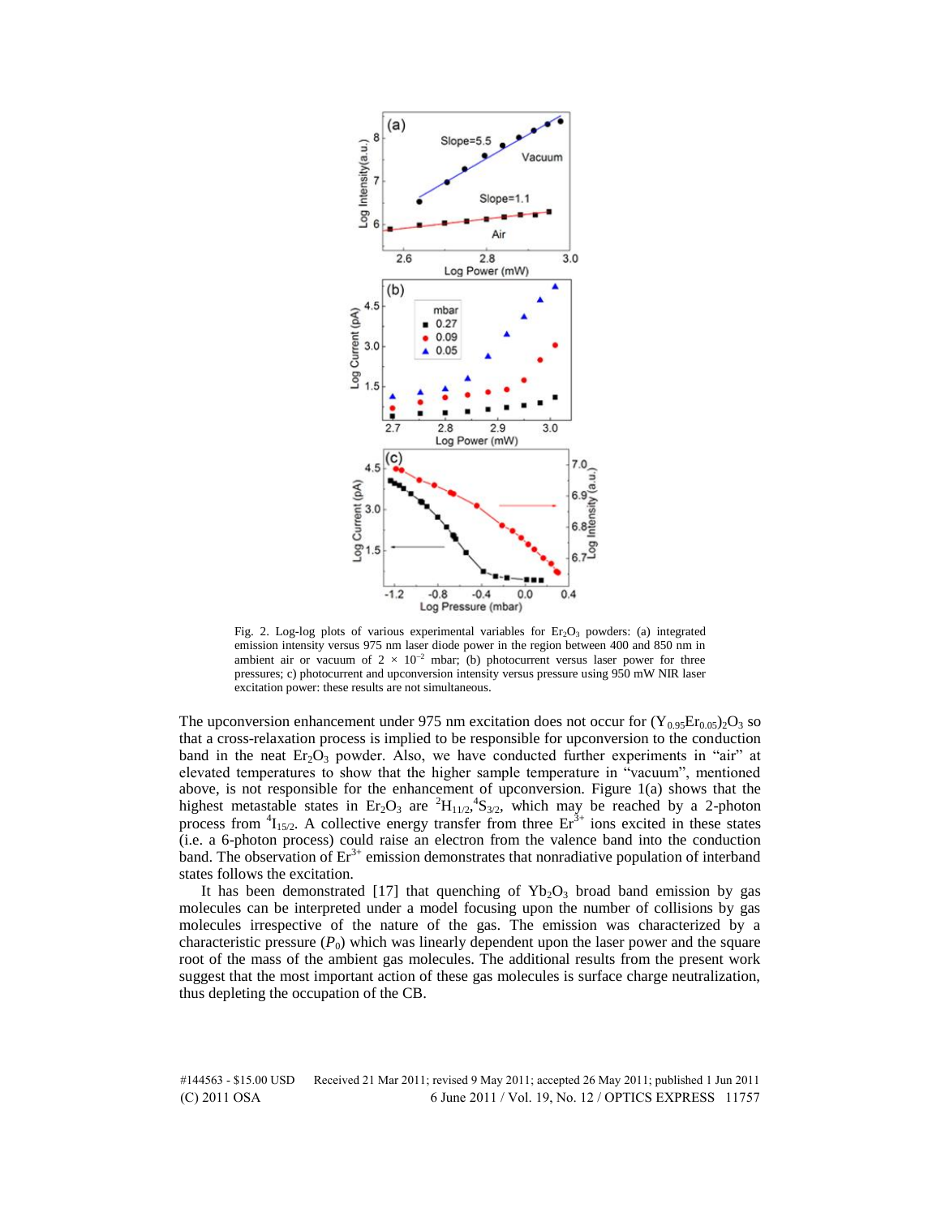Fig. 2. Log-log plots of various experimental variables for $Er_2O_3$ powders: (a) integrated emission intensity versus 975 nm laser diode power in the region between 400 and 850 nm in ambient air or vacuum of $2 \times 10^{-2}$ mbar; (b) photocurrent versus laser power for three pressures; c) photocurrent and upconversion intensity versus pressure using 950 mW NIR laser excitation power: these results are not simultaneous.

The upconversion enhancement under 975 nm excitation does not occur for $(Y_{0.95}Er_{0.05})_2O_3$ so that a cross-relaxation process is implied to be responsible for upconversion to the conduction band in the neat $Er_2O_3$ powder. Also, we have conducted further experiments in "air" at elevated temperatures to show that the higher sample temperature in "vacuum", mentioned above, is not responsible for the enhancement of upconversion. Figure 1(a) shows that the highest metastable states in $Er_2O_3$ are $^2H_{11/2}$,$^4S_{3/2}$, which may be reached by a 2-photon process from $^4I_{15/2}$. A collective energy transfer from three $Er^{3+}$ ions excited in these states (i.e. a 6-photon process) could raise an electron from the valence band into the conduction band. The observation of $Er^{3+}$ emission demonstrates that nonradiative population of interband states follows the excitation.

It has been demonstrated [17] that quenching of $Yb_2O_3$ broad band emission by gas molecules can be interpreted under a model focusing upon the number of collisions by gas molecules irrespective of the nature of the gas. The emission was characterized by a characteristic pressure ($P_0$) which was linearly dependent upon the laser power and the square root of the mass of the ambient gas molecules. The additional results from the present work suggest that the most important action of these gas molecules is surface charge neutralization, thus depleting the occupation of the CB.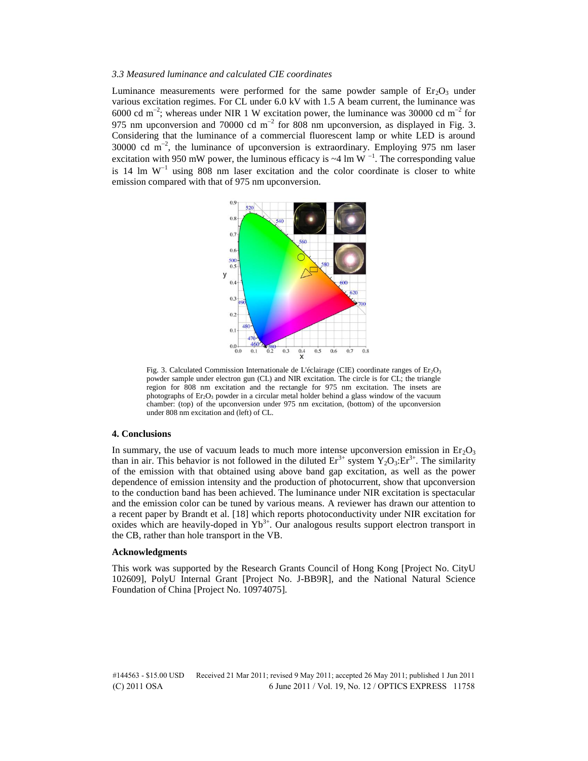*3.3 Measured luminance and calculated CIE coordinates*

Luminance measurements were performed for the same powder sample of $Er_2O_3$ under various excitation regimes. For CL under 6.0 kV with 1.5 A beam current, the luminance was 6000 cd m$^{-2}$; whereas under NIR 1 W excitation power, the luminance was 30000 cd m$^{-2}$ for 975 nm upconversion and 70000 cd m$^{-2}$ for 808 nm upconversion, as displayed in Fig. 3. Considering that the luminance of a commercial fluorescent lamp or white LED is around 30000 cd m$^{-2}$, the luminance of upconversion is extraordinary. Employing 975 nm laser excitation with 950 mW power, the luminous efficacy is ~4 lm W$^{-1}$. The corresponding value is 14 lm W$^{-1}$ using 808 nm laser excitation and the color coordinate is closer to white emission compared with that of 975 nm upconversion.

0.9
0.8
0.7
0.6
500
0.5
y
0.4
0.3
0.2
0.1
0.0
0.0 0.1 0.2 0.3 0.4 0.5 0.6 0.7 0.8
x
520
540
560
580
600
620
700
490
480
470
460
380

Fig. 3. Calculated Commission Internationale de L'éclairage (CIE) coordinate ranges of $Er_2O_3$ powder sample under electron gun (CL) and NIR excitation. The circle is for CL; the triangle region for 808 nm excitation and the rectangle for 975 nm excitation. The insets are photographs of $Er_2O_3$ powder in a circular metal holder behind a glass window of the vacuum chamber: (top) of the upconversion under 975 nm excitation, (bottom) of the upconversion under 808 nm excitation and (left) of CL.

## 4. Conclusions

In summary, the use of vacuum leads to much more intense upconversion emission in $Er_2O_3$ than in air. This behavior is not followed in the diluted $Er^{3+}$ system $Y_2O_3$:$Er^{3+}$. The similarity of the emission with that obtained using above band gap excitation, as well as the power dependence of emission intensity and the production of photocurrent, show that upconversion to the conduction band has been achieved. The luminance under NIR excitation is spectacular and the emission color can be tuned by various means. A reviewer has drawn our attention to a recent paper by Brandt et al. [18] which reports photoconductivity under NIR excitation for oxides which are heavily-doped in $Yb^{3+}$. Our analogous results support electron transport in the CB, rather than hole transport in the VB.

### Acknowledgments

This work was supported by the Research Grants Council of Hong Kong [Project No. CityU 102609], PolyU Internal Grant [Project No. J-BB9R], and the National Natural Science Foundation of China [Project No. 10974075].